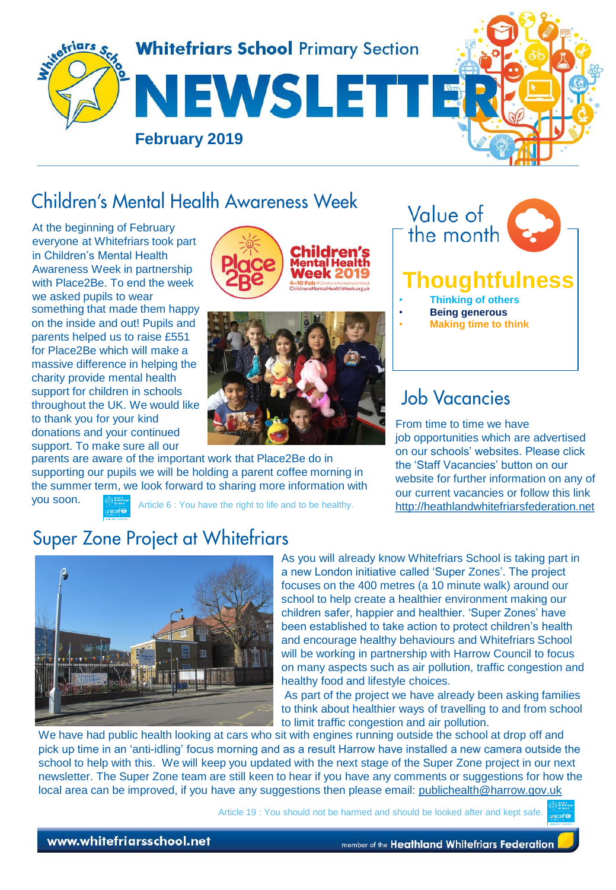# Whitefriars School Primary Section

# NEWSLETTER

**February 2019**

## Children's Mental Health Awareness Week

At the beginning of February everyone at Whitefriars took part in Children's Mental Health Awareness Week in partnership with Place2Be. To end the week we asked pupils to wear something that made them happy on the inside and out! Pupils and parents helped us to raise £551 for Place2Be which will make a massive difference in helping the charity provide mental health support for children in schools throughout the UK. We would like to thank you for your kind donations and your continued support. To make sure all our parents are aware of the important work that Place2Be do in supporting our pupils we will be holding a parent coffee morning in the summer term, we look forward to sharing more information with you soon.

Article 6 : You have the right to life and to be healthy.

## Value of the month

### Thoughtfulness

- Thinking of others
- **Being generous**
- Making time to think

## Job Vacancies

From time to time we have job opportunities which are advertised on our schools' websites. Please click the 'Staff Vacancies' button on our website for further information on any of our current vacancies or follow this link http://heathlandwhitefriarsfederation.net

## Super Zone Project at Whitefriars

As you will already know Whitefriars School is taking part in a new London initiative called 'Super Zones'. The project focuses on the 400 metres (a 10 minute walk) around our school to help create a healthier environment making our children safer, happier and healthier. 'Super Zones' have been established to take action to protect children's health and encourage healthy behaviours and Whitefriars School will be working in partnership with Harrow Council to focus on many aspects such as air pollution, traffic congestion and healthy food and lifestyle choices.

As part of the project we have already been asking families to think about healthier ways of travelling to and from school to limit traffic congestion and air pollution.

We have had public health looking at cars who sit with engines running outside the school at drop off and pick up time in an 'anti-idling' focus morning and as a result Harrow have installed a new camera outside the school to help with this. We will keep you updated with the next stage of the Super Zone project in our next newsletter. The Super Zone team are still keen to hear if you have any comments or suggestions for how the local area can be improved, if you have any suggestions then please email: publichealth@harrow.gov.uk

Article 19 : You should not be harmed and should be looked after and kept safe.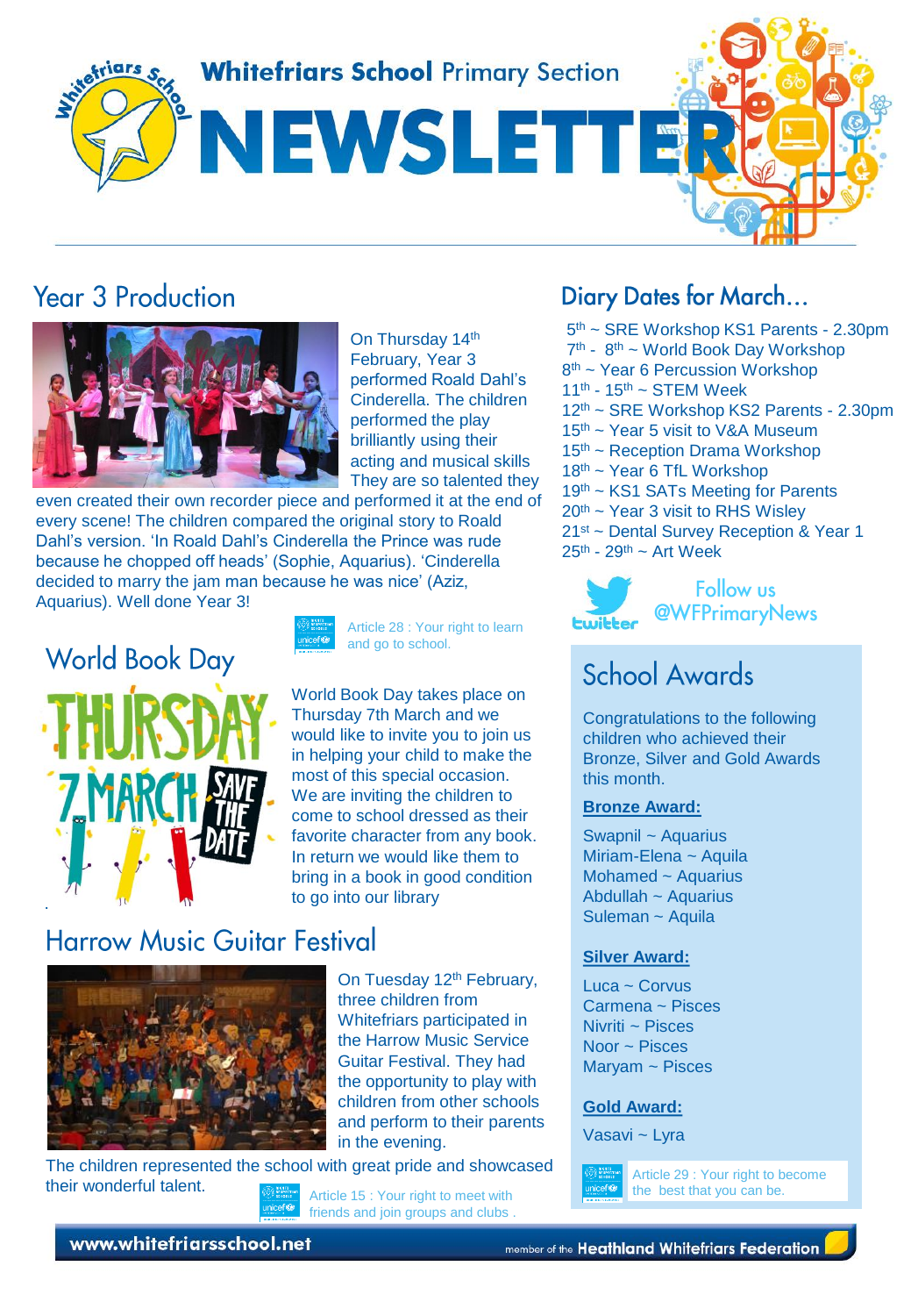# Whitefriars School Primary Section

# NEWSLETTER

## Year 3 Production

On Thursday 14th February, Year 3 performed Roald Dahl's Cinderella. The children performed the play brilliantly using their acting and musical skills They are so talented they even created their own recorder piece and performed it at the end of every scene! The children compared the original story to Roald Dahl's version. 'In Roald Dahl's Cinderella the Prince was rude because he chopped off heads' (Sophie, Aquarius). 'Cinderella decided to marry the jam man because he was nice' (Aziz, Aquarius). Well done Year 3!

Article 28 : Your right to learn and go to school.

## World Book Day

World Book Day takes place on Thursday 7th March and we would like to invite you to join us in helping your child to make the most of this special occasion. We are inviting the children to come to school dressed as their favorite character from any book. In return we would like them to bring in a book in good condition to go into our library

## Harrow Music Guitar Festival

On Tuesday 12th February, three children from Whitefriars participated in the Harrow Music Service Guitar Festival. They had the opportunity to play with children from other schools and perform to their parents in the evening.

The children represented the school with great pride and showcased their wonderful talent.

Article 15 : Your right to meet with friends and join groups and clubs .

## Diary Dates for March…

- 5th ~ SRE Workshop KS1 Parents - 2.30pm
- 7th - 8th ~ World Book Day Workshop
- 8th ~ Year 6 Percussion Workshop
- 11th - 15th ~ STEM Week
- 12th ~ SRE Workshop KS2 Parents - 2.30pm
- 15th ~ Year 5 visit to V&A Museum
- 15th ~ Reception Drama Workshop
- 18th ~ Year 6 TfL Workshop
- 19th ~ KS1 SATs Meeting for Parents
- 20th ~ Year 3 visit to RHS Wisley
- 21st ~ Dental Survey Reception & Year 1
- 25th - 29th ~ Art Week

Follow us @WFPrimaryNews

## School Awards

Congratulations to the following children who achieved their Bronze, Silver and Gold Awards this month.

**Bronze Award:**

Swapnil ~ Aquarius
Miriam-Elena ~ Aquila
Mohamed ~ Aquarius
Abdullah ~ Aquarius
Suleman ~ Aquila

**Silver Award:**

Luca ~ Corvus
Carmena ~ Pisces
Nivriti ~ Pisces
Noor ~ Pisces
Maryam ~ Pisces

**Gold Award:**

Vasavi ~ Lyra

Article 29 : Your right to become the best that you can be.

www.whitefriarsschool.net

member of the Heathland Whitefriars Federation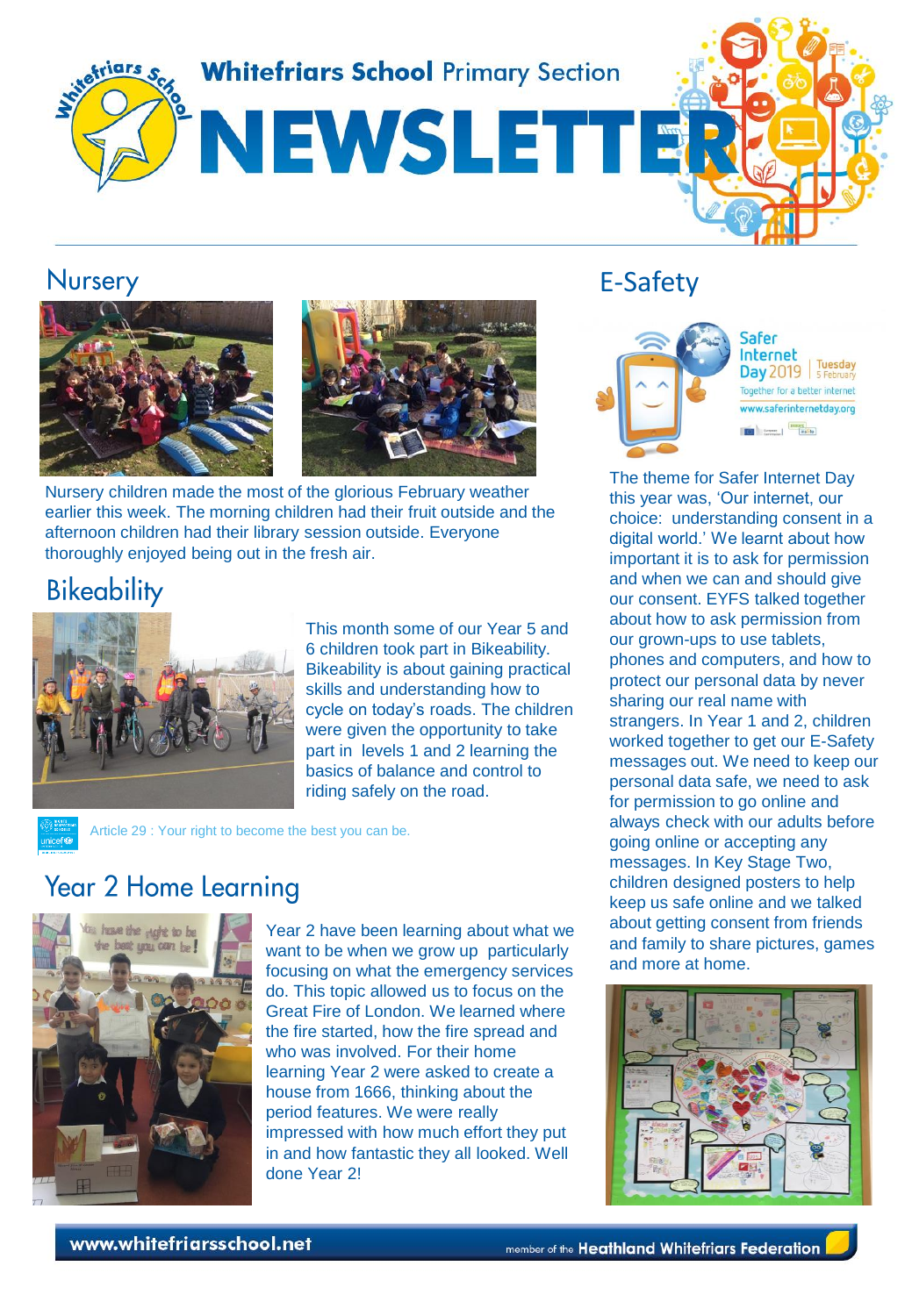# Whitefriars School Primary Section NEWSLETTER

## Nursery

Nursery children made the most of the glorious February weather earlier this week. The morning children had their fruit outside and the afternoon children had their library session outside. Everyone thoroughly enjoyed being out in the fresh air.

## Bikeability

This month some of our Year 5 and 6 children took part in Bikeability. Bikeability is about gaining practical skills and understanding how to cycle on today's roads. The children were given the opportunity to take part in levels 1 and 2 learning the basics of balance and control to riding safely on the road.

Article 29 : Your right to become the best you can be.

## Year 2 Home Learning

Year 2 have been learning about what we want to be when we grow up particularly focusing on what the emergency services do. This topic allowed us to focus on the Great Fire of London. We learned where the fire started, how the fire spread and who was involved. For their home learning Year 2 were asked to create a house from 1666, thinking about the period features. We were really impressed with how much effort they put in and how fantastic they all looked. Well done Year 2!

## E-Safety

Safer Internet Day 2019 | Tuesday 5 February

Together for a better internet

www.saferinternetday.org

The theme for Safer Internet Day this year was, 'Our internet, our choice: understanding consent in a digital world.' We learnt about how important it is to ask for permission and when we can and should give our consent. EYFS talked together about how to ask permission from our grown-ups to use tablets, phones and computers, and how to protect our personal data by never sharing our real name with strangers. In Year 1 and 2, children worked together to get our E-Safety messages out. We need to keep our personal data safe, we need to ask for permission to go online and always check with our adults before going online or accepting any messages. In Key Stage Two, children designed posters to help keep us safe online and we talked about getting consent from friends and family to share pictures, games and more at home.

www.whitefriarsschool.net

member of the Heathland Whitefriars Federation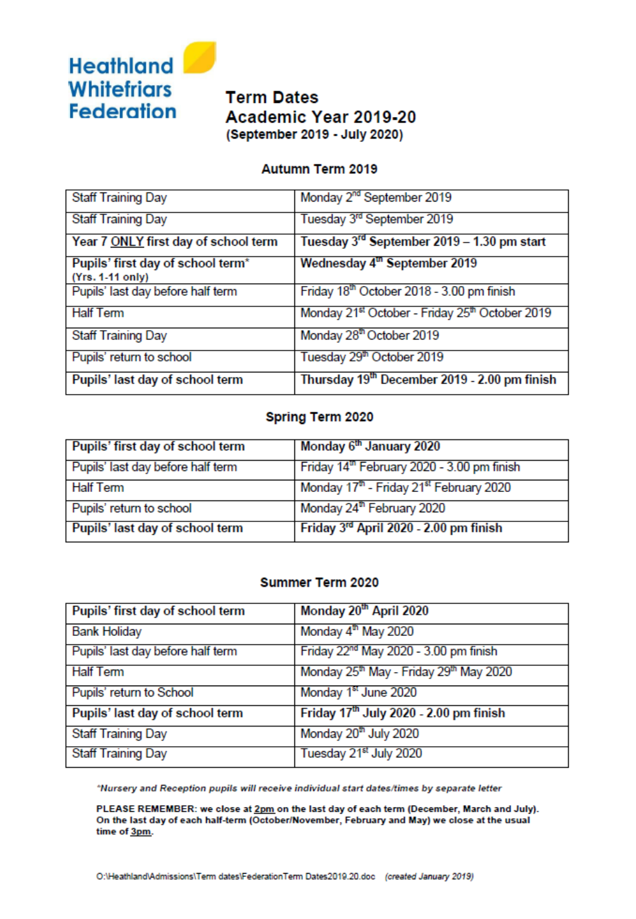# Heathland Whitefriars Federation

## Term Dates
## Academic Year 2019-20
**(September 2019 - July 2020)**

### Autumn Term 2019

| | |
|---|---|
| Staff Training Day | Monday 2nd September 2019 |
| Staff Training Day | Tuesday 3rd September 2019 |
| **Year 7 ONLY first day of school term** | **Tuesday 3rd September 2019 – 1.30 pm start** |
| **Pupils' first day of school term*** **(Yrs. 1-11 only)** | **Wednesday 4th September 2019** |
| Pupils' last day before half term | Friday 18th October 2018 - 3.00 pm finish |
| Half Term | Monday 21st October - Friday 25th October 2019 |
| Staff Training Day | Monday 28th October 2019 |
| Pupils' return to school | Tuesday 29th October 2019 |
| **Pupils' last day of school term** | **Thursday 19th December 2019 - 2.00 pm finish** |

### Spring Term 2020

| | |
|---|---|
| **Pupils' first day of school term** | **Monday 6th January 2020** |
| Pupils' last day before half term | Friday 14th February 2020 - 3.00 pm finish |
| Half Term | Monday 17th - Friday 21st February 2020 |
| Pupils' return to school | Monday 24th February 2020 |
| **Pupils' last day of school term** | **Friday 3rd April 2020 - 2.00 pm finish** |

### Summer Term 2020

| | |
|---|---|
| **Pupils' first day of school term** | **Monday 20th April 2020** |
| Bank Holiday | Monday 4th May 2020 |
| Pupils' last day before half term | Friday 22nd May 2020 - 3.00 pm finish |
| Half Term | Monday 25th May - Friday 29th May 2020 |
| Pupils' return to School | Monday 1st June 2020 |
| **Pupils' last day of school term** | **Friday 17th July 2020 - 2.00 pm finish** |
| Staff Training Day | Monday 20th July 2020 |
| Staff Training Day | Tuesday 21st July 2020 |

****Nursery and Reception pupils will receive individual start dates/times by separate letter***

**PLEASE REMEMBER: we close at 2pm on the last day of each term (December, March and July). On the last day of each half-term (October/November, February and May) we close at the usual time of 3pm.**

O:\Heathland\Admissions\Term dates\FederationTerm Dates2019.20.doc *(created January 2019)*